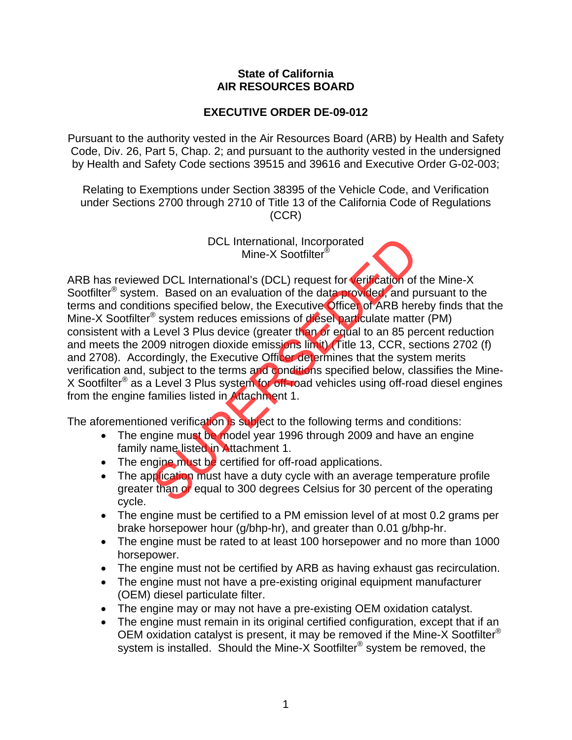**State of California**
**AIR RESOURCES BOARD**

**EXECUTIVE ORDER DE-09-012**

Pursuant to the authority vested in the Air Resources Board (ARB) by Health and Safety Code, Div. 26, Part 5, Chap. 2; and pursuant to the authority vested in the undersigned by Health and Safety Code sections 39515 and 39616 and Executive Order G-02-003;

Relating to Exemptions under Section 38395 of the Vehicle Code, and Verification under Sections 2700 through 2710 of Title 13 of the California Code of Regulations (CCR)

DCL International, Incorporated
Mine-X Sootfilter®

SUPERSEDED

ARB has reviewed DCL International's (DCL) request for verification of the Mine-X Sootfilter® system. Based on an evaluation of the data provided, and pursuant to the terms and conditions specified below, the Executive Officer of ARB hereby finds that the Mine-X Sootfilter® system reduces emissions of diesel particulate matter (PM) consistent with a Level 3 Plus device (greater than or equal to an 85 percent reduction and meets the 2009 nitrogen dioxide emissions limit) (Title 13, CCR, sections 2702 (f) and 2708). Accordingly, the Executive Officer determines that the system merits verification and, subject to the terms and conditions specified below, classifies the Mine-X Sootfilter® as a Level 3 Plus system for off-road vehicles using off-road diesel engines from the engine families listed in Attachment 1.

The aforementioned verification is subject to the following terms and conditions:

- The engine must be model year 1996 through 2009 and have an engine family name listed in Attachment 1.
- The engine must be certified for off-road applications.
- The application must have a duty cycle with an average temperature profile greater than or equal to 300 degrees Celsius for 30 percent of the operating cycle.
- The engine must be certified to a PM emission level of at most 0.2 grams per brake horsepower hour (g/bhp-hr), and greater than 0.01 g/bhp-hr.
- The engine must be rated to at least 100 horsepower and no more than 1000 horsepower.
- The engine must not be certified by ARB as having exhaust gas recirculation.
- The engine must not have a pre-existing original equipment manufacturer (OEM) diesel particulate filter.
- The engine may or may not have a pre-existing OEM oxidation catalyst.
- The engine must remain in its original certified configuration, except that if an OEM oxidation catalyst is present, it may be removed if the Mine-X Sootfilter® system is installed. Should the Mine-X Sootfilter® system be removed, the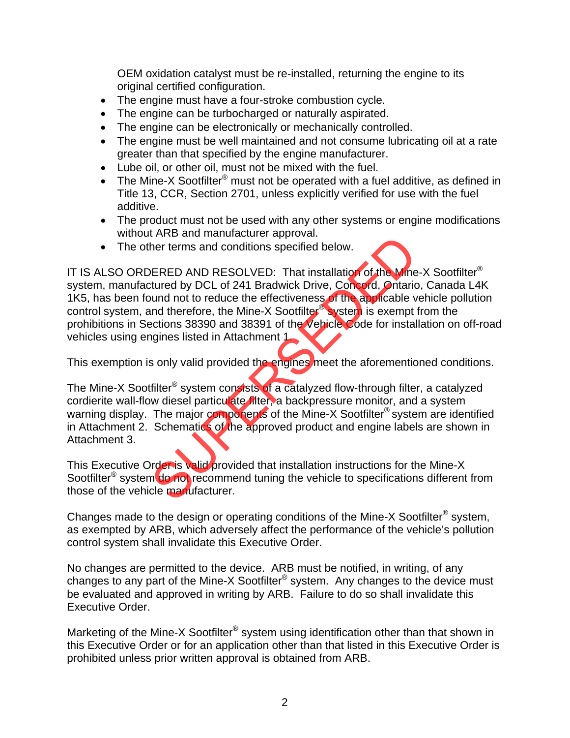OEM oxidation catalyst must be re-installed, returning the engine to its original certified configuration.

- The engine must have a four-stroke combustion cycle.
- The engine can be turbocharged or naturally aspirated.
- The engine can be electronically or mechanically controlled.
- The engine must be well maintained and not consume lubricating oil at a rate greater than that specified by the engine manufacturer.
- Lube oil, or other oil, must not be mixed with the fuel.
- The Mine-X Sootfilter® must not be operated with a fuel additive, as defined in Title 13, CCR, Section 2701, unless explicitly verified for use with the fuel additive.
- The product must not be used with any other systems or engine modifications without ARB and manufacturer approval.
- The other terms and conditions specified below.

IT IS ALSO ORDERED AND RESOLVED: That installation of the Mine-X Sootfilter® system, manufactured by DCL of 241 Bradwick Drive, Concord, Ontario, Canada L4K 1K5, has been found not to reduce the effectiveness of the applicable vehicle pollution control system, and therefore, the Mine-X Sootfilter® system is exempt from the prohibitions in Sections 38390 and 38391 of the Vehicle Code for installation on off-road vehicles using engines listed in Attachment 1.

This exemption is only valid provided the engines meet the aforementioned conditions.

The Mine-X Sootfilter® system consists of a catalyzed flow-through filter, a catalyzed cordierite wall-flow diesel particulate filter, a backpressure monitor, and a system warning display. The major components of the Mine-X Sootfilter® system are identified in Attachment 2. Schematics of the approved product and engine labels are shown in Attachment 3.

This Executive Order is valid provided that installation instructions for the Mine-X Sootfilter® system do not recommend tuning the vehicle to specifications different from those of the vehicle manufacturer.

Changes made to the design or operating conditions of the Mine-X Sootfilter® system, as exempted by ARB, which adversely affect the performance of the vehicle's pollution control system shall invalidate this Executive Order.

No changes are permitted to the device. ARB must be notified, in writing, of any changes to any part of the Mine-X Sootfilter® system. Any changes to the device must be evaluated and approved in writing by ARB. Failure to do so shall invalidate this Executive Order.

Marketing of the Mine-X Sootfilter® system using identification other than that shown in this Executive Order or for an application other than that listed in this Executive Order is prohibited unless prior written approval is obtained from ARB.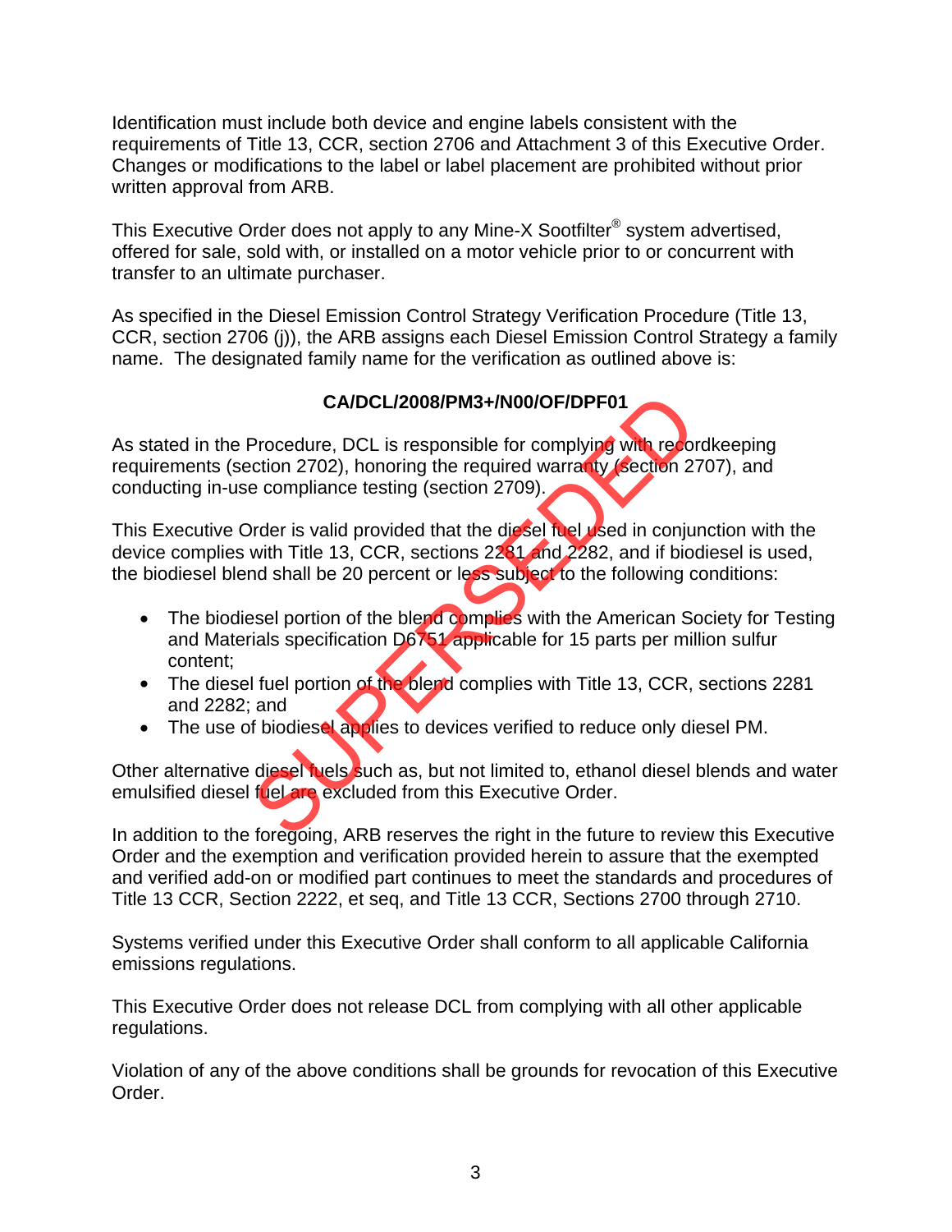Identification must include both device and engine labels consistent with the requirements of Title 13, CCR, section 2706 and Attachment 3 of this Executive Order. Changes or modifications to the label or label placement are prohibited without prior written approval from ARB.

This Executive Order does not apply to any Mine-X Sootfilter® system advertised, offered for sale, sold with, or installed on a motor vehicle prior to or concurrent with transfer to an ultimate purchaser.

As specified in the Diesel Emission Control Strategy Verification Procedure (Title 13, CCR, section 2706 (j)), the ARB assigns each Diesel Emission Control Strategy a family name. The designated family name for the verification as outlined above is:

**CA/DCL/2008/PM3+/N00/OF/DPF01**

As stated in the Procedure, DCL is responsible for complying with recordkeeping requirements (section 2702), honoring the required warranty (section 2707), and conducting in-use compliance testing (section 2709).

This Executive Order is valid provided that the diesel fuel used in conjunction with the device complies with Title 13, CCR, sections 2281 and 2282, and if biodiesel is used, the biodiesel blend shall be 20 percent or less subject to the following conditions:

- The biodiesel portion of the blend complies with the American Society for Testing and Materials specification D6751 applicable for 15 parts per million sulfur content;
- The diesel fuel portion of the blend complies with Title 13, CCR, sections 2281 and 2282; and
- The use of biodiesel applies to devices verified to reduce only diesel PM.

Other alternative diesel fuels such as, but not limited to, ethanol diesel blends and water emulsified diesel fuel are excluded from this Executive Order.

In addition to the foregoing, ARB reserves the right in the future to review this Executive Order and the exemption and verification provided herein to assure that the exempted and verified add-on or modified part continues to meet the standards and procedures of Title 13 CCR, Section 2222, et seq, and Title 13 CCR, Sections 2700 through 2710.

Systems verified under this Executive Order shall conform to all applicable California emissions regulations.

This Executive Order does not release DCL from complying with all other applicable regulations.

Violation of any of the above conditions shall be grounds for revocation of this Executive Order.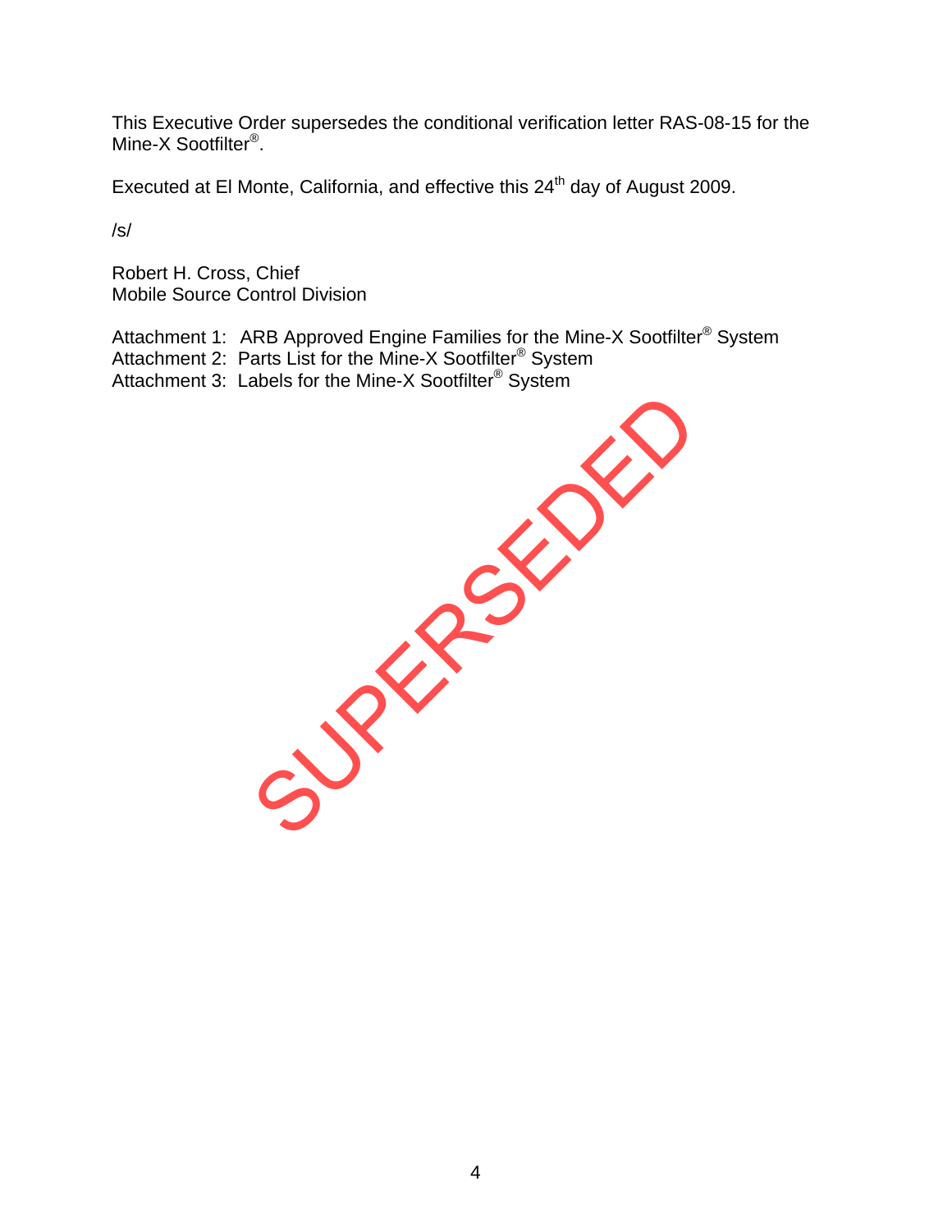This Executive Order supersedes the conditional verification letter RAS-08-15 for the Mine-X Sootfilter®.

Executed at El Monte, California, and effective this 24th day of August 2009.

/s/

Robert H. Cross, Chief
Mobile Source Control Division

Attachment 1: ARB Approved Engine Families for the Mine-X Sootfilter® System
Attachment 2: Parts List for the Mine-X Sootfilter® System
Attachment 3: Labels for the Mine-X Sootfilter® System

SUPERSEDED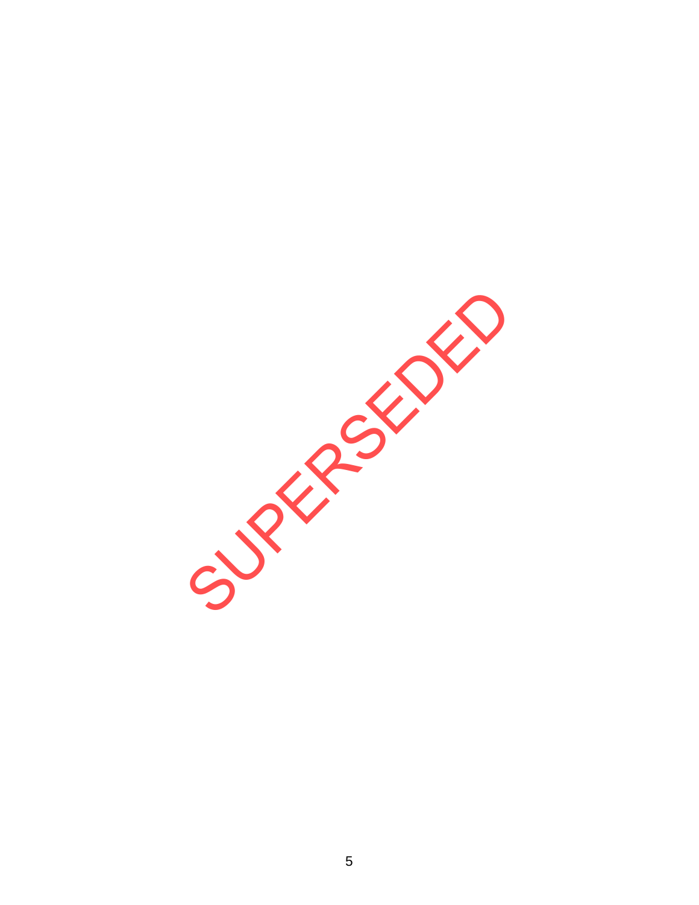SUPERSEDED